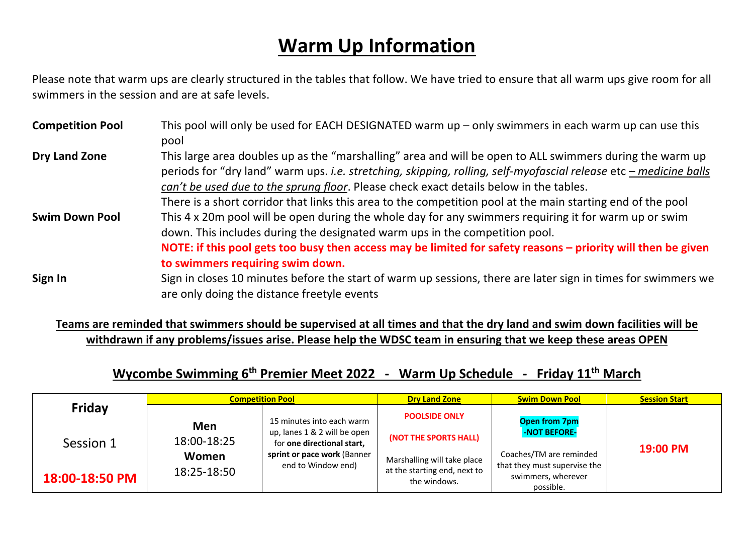# Warm Up Information

Please note that warm ups are clearly structured in the tables that follow. We have tried to ensure that all warm ups give room for all swimmers in the session and are at safe levels.

**Competition Pool** This pool will only be used for EACH DESIGNATED warm up – only swimmers in each warm up can use this pool

**Dry Land Zone** This large area doubles up as the "marshalling" area and will be open to ALL swimmers during the warm up periods for "dry land" warm ups. *i.e. stretching, skipping, rolling, self-myofascial release* etc *– medicine balls can't be used due to the sprung floor*. Please check exact details below in the tables.
There is a short corridor that links this area to the competition pool at the main starting end of the pool

**Swim Down Pool** This 4 x 20m pool will be open during the whole day for any swimmers requiring it for warm up or swim down. This includes during the designated warm ups in the competition pool.
**NOTE: if this pool gets too busy then access may be limited for safety reasons – priority will then be given to swimmers requiring swim down.**

**Sign In** Sign in closes 10 minutes before the start of warm up sessions, there are later sign in times for swimmers we are only doing the distance freetyle events

**Teams are reminded that swimmers should be supervised at all times and that the dry land and swim down facilities will be withdrawn if any problems/issues arise. Please help the WDSC team in ensuring that we keep these areas OPEN**

## Wycombe Swimming 6th Premier Meet 2022 - Warm Up Schedule - Friday 11th March

| Friday | Competition Pool | | Dry Land Zone | Swim Down Pool | Session Start |
|---|---|---|---|---|---|
| Friday<br>Session 1<br>**18:00-18:50 PM** | **Men**<br>18:00-18:25<br>**Women**<br>18:25-18:50 | 15 minutes into each warm up, lanes 1 & 2 will be open for **one directional start, sprint or pace work** (Banner end to Window end) | **POOLSIDE ONLY**<br>**(NOT THE SPORTS HALL)**<br>Marshalling will take place at the starting end, next to the windows. | **Open from 7pm -NOT BEFORE-**<br>Coaches/TM are reminded that they must supervise the swimmers, wherever possible. | **19:00 PM** |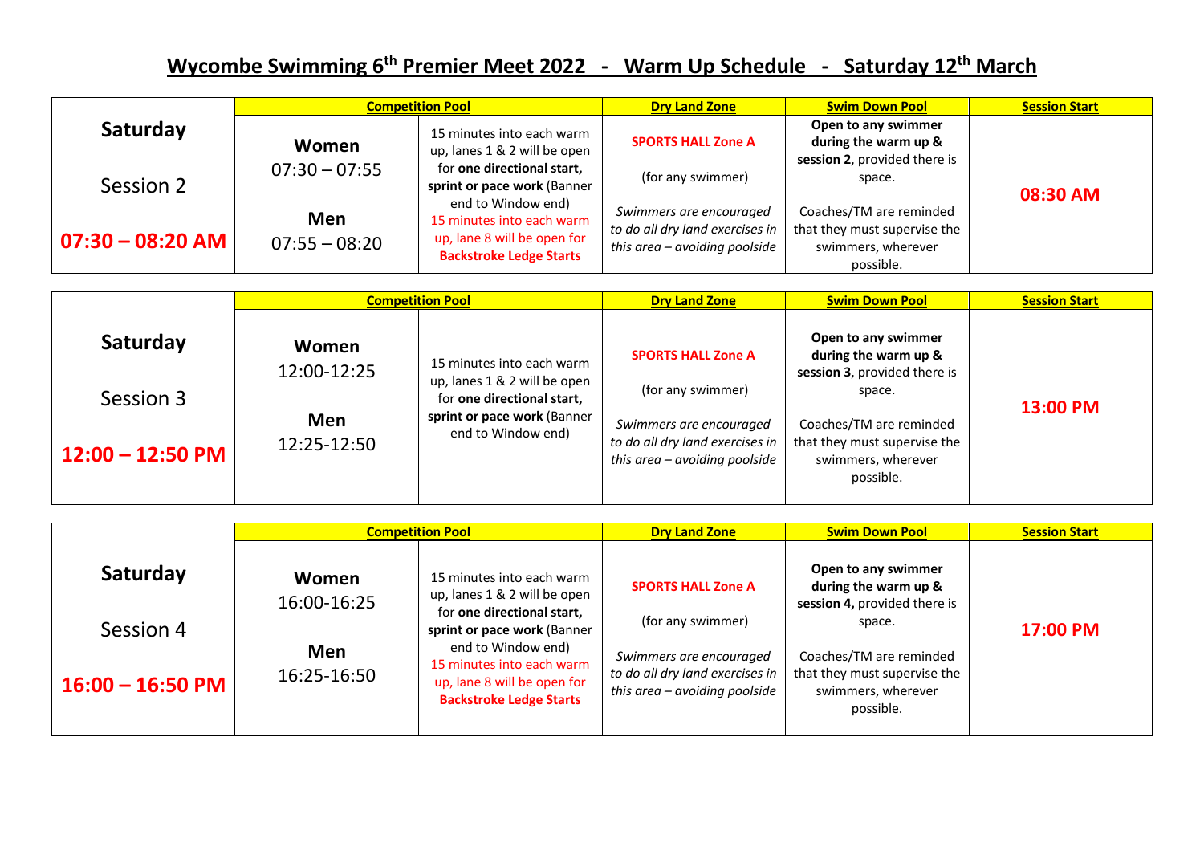# Wycombe Swimming 6th Premier Meet 2022 - Warm Up Schedule - Saturday 12th March

| | Competition Pool | | Dry Land Zone | Swim Down Pool | Session Start |
|---|---|---|---|---|---|
| **Saturday**<br><br>Session 2<br><br>**07:30 – 08:20 AM** | **Women**<br>07:30 – 07:55<br><br>**Men**<br>07:55 – 08:20 | 15 minutes into each warm up, lanes 1 & 2 will be open for **one directional start, sprint or pace work** (Banner end to Window end)<br>15 minutes into each warm up, lane 8 will be open for **Backstroke Ledge Starts** | **SPORTS HALL Zone A**<br><br>(for any swimmer)<br><br>*Swimmers are encouraged to do all dry land exercises in this area – avoiding poolside* | **Open to any swimmer during the warm up & session 2**, provided there is space.<br><br>Coaches/TM are reminded that they must supervise the swimmers, wherever possible. | **08:30 AM** |

| | Competition Pool | | Dry Land Zone | Swim Down Pool | Session Start |
|---|---|---|---|---|---|
| **Saturday**<br><br>Session 3<br><br>**12:00 – 12:50 PM** | **Women**<br>12:00-12:25<br><br>**Men**<br>12:25-12:50 | 15 minutes into each warm up, lanes 1 & 2 will be open for **one directional start, sprint or pace work** (Banner end to Window end) | **SPORTS HALL Zone A**<br><br>(for any swimmer)<br><br>*Swimmers are encouraged to do all dry land exercises in this area – avoiding poolside* | **Open to any swimmer during the warm up & session 3**, provided there is space.<br><br>Coaches/TM are reminded that they must supervise the swimmers, wherever possible. | **13:00 PM** |

| | Competition Pool | | Dry Land Zone | Swim Down Pool | Session Start |
|---|---|---|---|---|---|
| **Saturday**<br><br>Session 4<br><br>**16:00 – 16:50 PM** | **Women**<br>16:00-16:25<br><br>**Men**<br>16:25-16:50 | 15 minutes into each warm up, lanes 1 & 2 will be open for **one directional start, sprint or pace work** (Banner end to Window end)<br>15 minutes into each warm up, lane 8 will be open for **Backstroke Ledge Starts** | **SPORTS HALL Zone A**<br><br>(for any swimmer)<br><br>*Swimmers are encouraged to do all dry land exercises in this area – avoiding poolside* | **Open to any swimmer during the warm up & session 4,** provided there is space.<br><br>Coaches/TM are reminded that they must supervise the swimmers, wherever possible. | **17:00 PM** |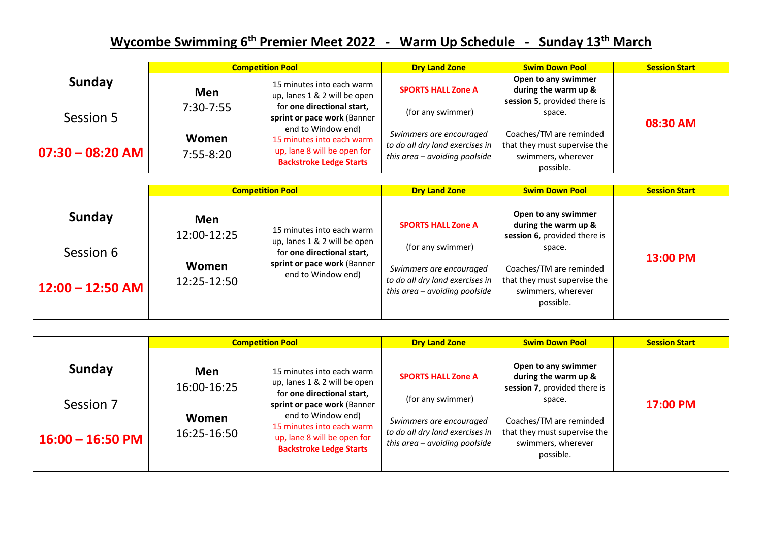# Wycombe Swimming 6th Premier Meet 2022 - Warm Up Schedule - Sunday 13th March

| | Competition Pool | | Dry Land Zone | Swim Down Pool | Session Start |
|---|---|---|---|---|---|
| **Sunday** Session 5 **07:30 – 08:20 AM** | **Men** 7:30-7:55 **Women** 7:55-8:20 | 15 minutes into each warm up, lanes 1 & 2 will be open for **one directional start, sprint or pace work** (Banner end to Window end) 15 minutes into each warm up, lane 8 will be open for **Backstroke Ledge Starts** | **SPORTS HALL Zone A** (for any swimmer) *Swimmers are encouraged to do all dry land exercises in this area – avoiding poolside* | **Open to any swimmer during the warm up & session 5**, provided there is space. Coaches/TM are reminded that they must supervise the swimmers, wherever possible. | **08:30 AM** |

| | Competition Pool | | Dry Land Zone | Swim Down Pool | Session Start |
|---|---|---|---|---|---|
| **Sunday** Session 6 **12:00 – 12:50 AM** | **Men** 12:00-12:25 **Women** 12:25-12:50 | 15 minutes into each warm up, lanes 1 & 2 will be open for **one directional start, sprint or pace work** (Banner end to Window end) | **SPORTS HALL Zone A** (for any swimmer) *Swimmers are encouraged to do all dry land exercises in this area – avoiding poolside* | **Open to any swimmer during the warm up & session 6**, provided there is space. Coaches/TM are reminded that they must supervise the swimmers, wherever possible. | **13:00 PM** |

| | Competition Pool | | Dry Land Zone | Swim Down Pool | Session Start |
|---|---|---|---|---|---|
| **Sunday** Session 7 **16:00 – 16:50 PM** | **Men** 16:00-16:25 **Women** 16:25-16:50 | 15 minutes into each warm up, lanes 1 & 2 will be open for **one directional start, sprint or pace work** (Banner end to Window end) 15 minutes into each warm up, lane 8 will be open for **Backstroke Ledge Starts** | **SPORTS HALL Zone A** (for any swimmer) *Swimmers are encouraged to do all dry land exercises in this area – avoiding poolside* | **Open to any swimmer during the warm up & session 7**, provided there is space. Coaches/TM are reminded that they must supervise the swimmers, wherever possible. | **17:00 PM** |